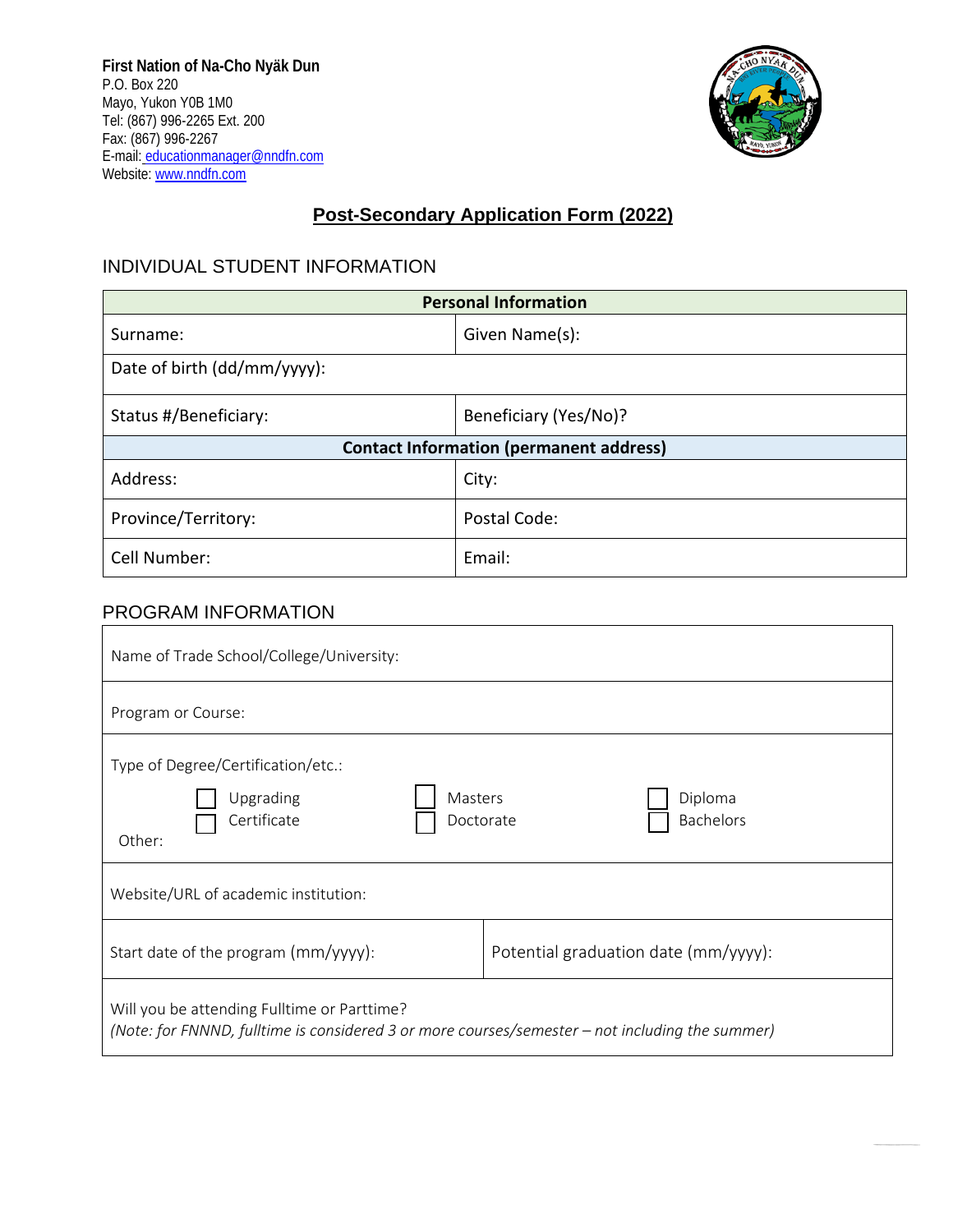**First Nation of Na-Cho Nyäk Dun**
P.O. Box 220
Mayo, Yukon Y0B 1M0
Tel: (867) 996-2265 Ext. 200
Fax: (867) 996-2267
E-mail: educationmanager@nndfn.com
Website: www.nndfn.com

# Post-Secondary Application Form (2022)

## INDIVIDUAL STUDENT INFORMATION

| Personal Information | |
|---|---|
| Surname: | Given Name(s): |
| Date of birth (dd/mm/yyyy): | |
| Status #/Beneficiary: | Beneficiary (Yes/No)? |
| **Contact Information (permanent address)** | |
| Address: | City: |
| Province/Territory: | Postal Code: |
| Cell Number: | Email: |

## PROGRAM INFORMATION

Name of Trade School/College/University:

Program or Course:

Type of Degree/Certification/etc.:

- ☐ Upgrading
- ☐ Certificate
- ☐ Masters
- ☐ Doctorate
- ☐ Diploma
- ☐ Bachelors

Other:

Website/URL of academic institution:

| | |
|---|---|
| Start date of the program (mm/yyyy): | Potential graduation date (mm/yyyy): |

Will you be attending Fulltime or Parttime?
*(Note: for FNNND, fulltime is considered 3 or more courses/semester – not including the summer)*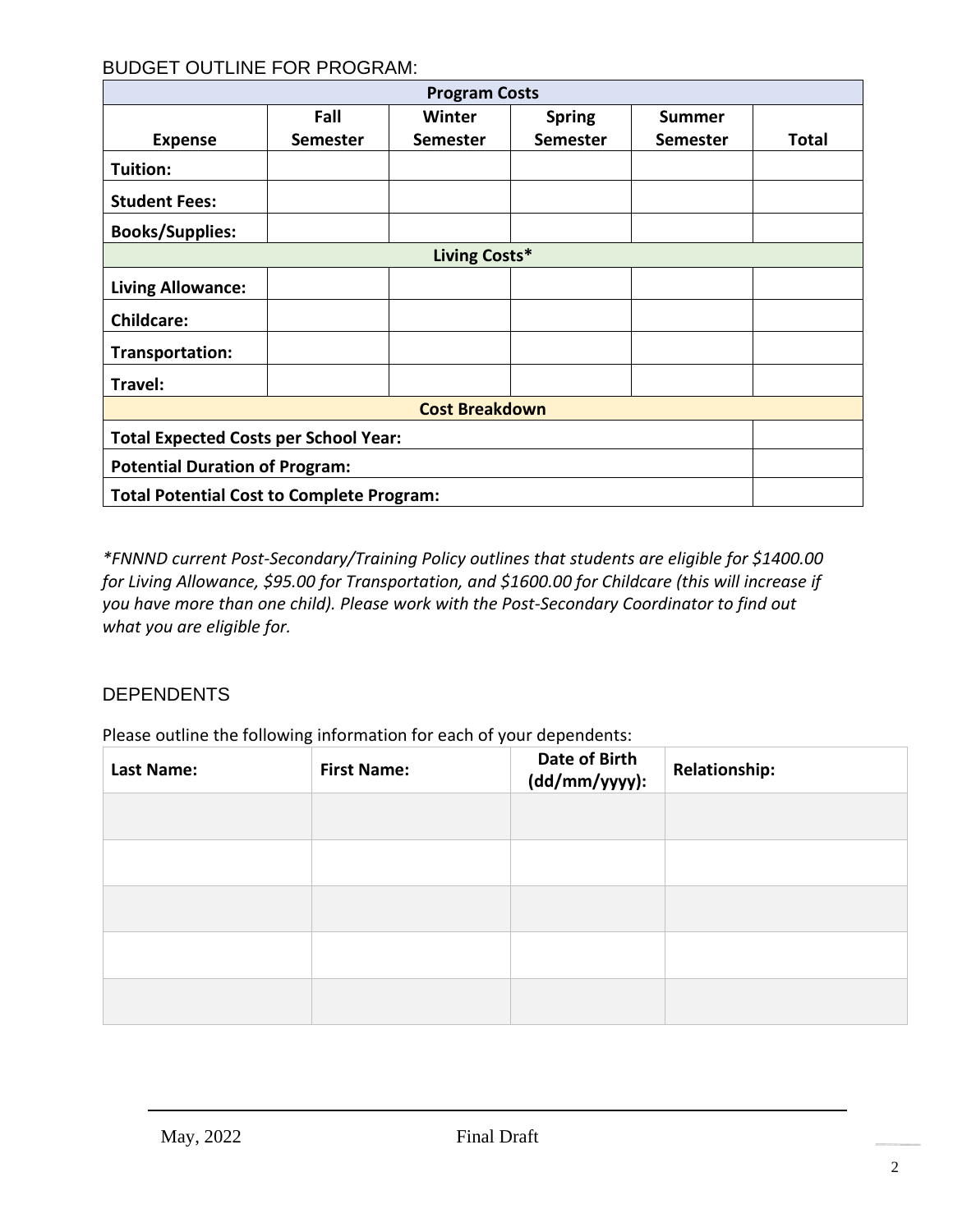BUDGET OUTLINE FOR PROGRAM:

| Program Costs | | | | | |
|---|---|---|---|---|---|
| **Expense** | **Fall Semester** | **Winter Semester** | **Spring Semester** | **Summer Semester** | **Total** |
| **Tuition:** | | | | | |
| **Student Fees:** | | | | | |
| **Books/Supplies:** | | | | | |
| **Living Costs*** | | | | | |
| **Living Allowance:** | | | | | |
| **Childcare:** | | | | | |
| **Transportation:** | | | | | |
| **Travel:** | | | | | |
| **Cost Breakdown** | | | | | |
| **Total Expected Costs per School Year:** | | | | | |
| **Potential Duration of Program:** | | | | | |
| **Total Potential Cost to Complete Program:** | | | | | |

*\*FNNND current Post-Secondary/Training Policy outlines that students are eligible for $1400.00 for Living Allowance, $95.00 for Transportation, and $1600.00 for Childcare (this will increase if you have more than one child). Please work with the Post-Secondary Coordinator to find out what you are eligible for.*

DEPENDENTS

Please outline the following information for each of your dependents:

| Last Name: | First Name: | Date of Birth (dd/mm/yyyy): | Relationship: |
|---|---|---|---|
| | | | |
| | | | |
| | | | |
| | | | |
| | | | |

May, 2022 Final Draft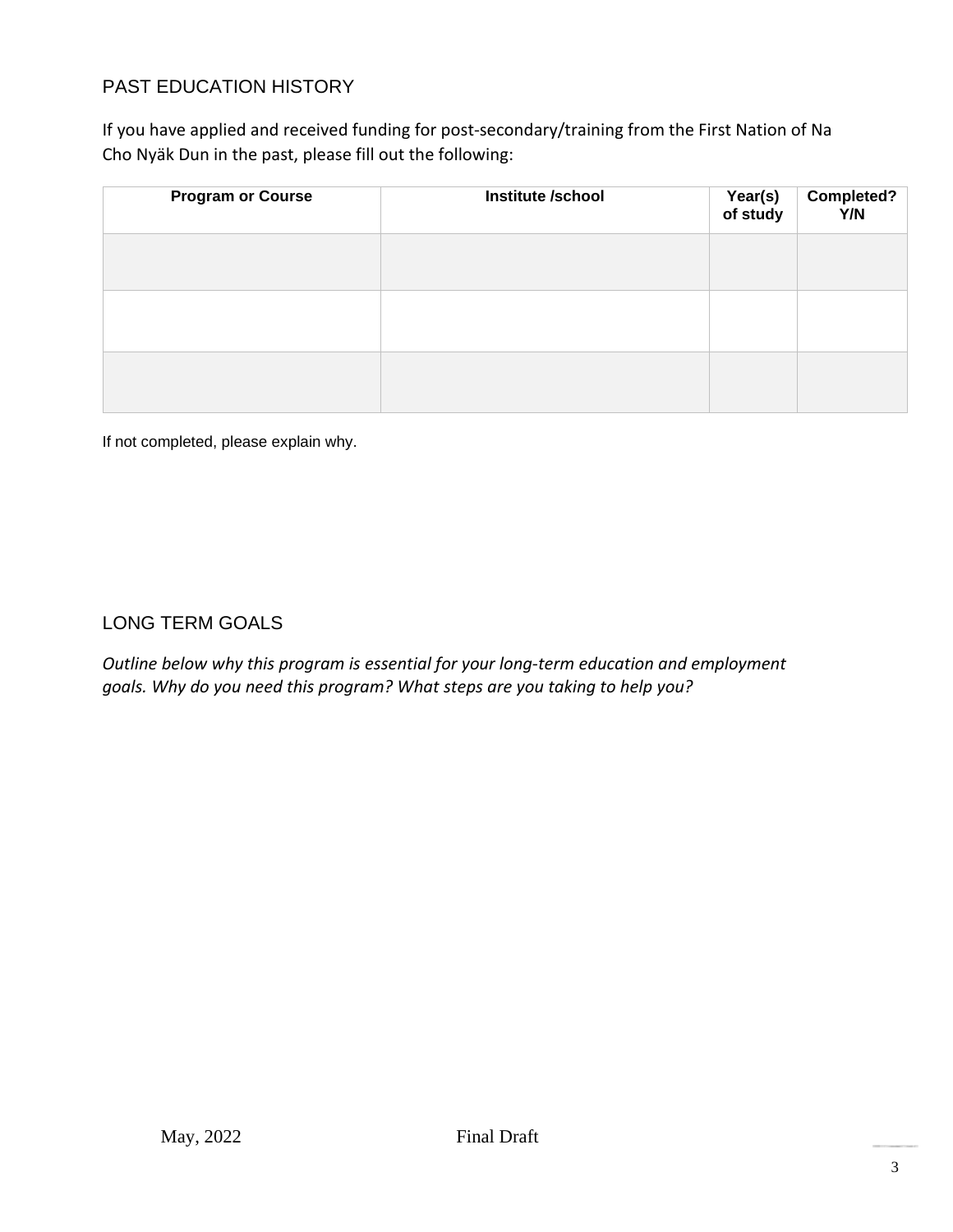## PAST EDUCATION HISTORY

If you have applied and received funding for post-secondary/training from the First Nation of Na Cho Nyäk Dun in the past, please fill out the following:

| Program or Course | Institute /school | Year(s) of study | Completed? Y/N |
| --- | --- | --- | --- |
| | | | |
| | | | |
| | | | |

If not completed, please explain why.

## LONG TERM GOALS

*Outline below why this program is essential for your long-term education and employment goals. Why do you need this program? What steps are you taking to help you?*

May, 2022 Final Draft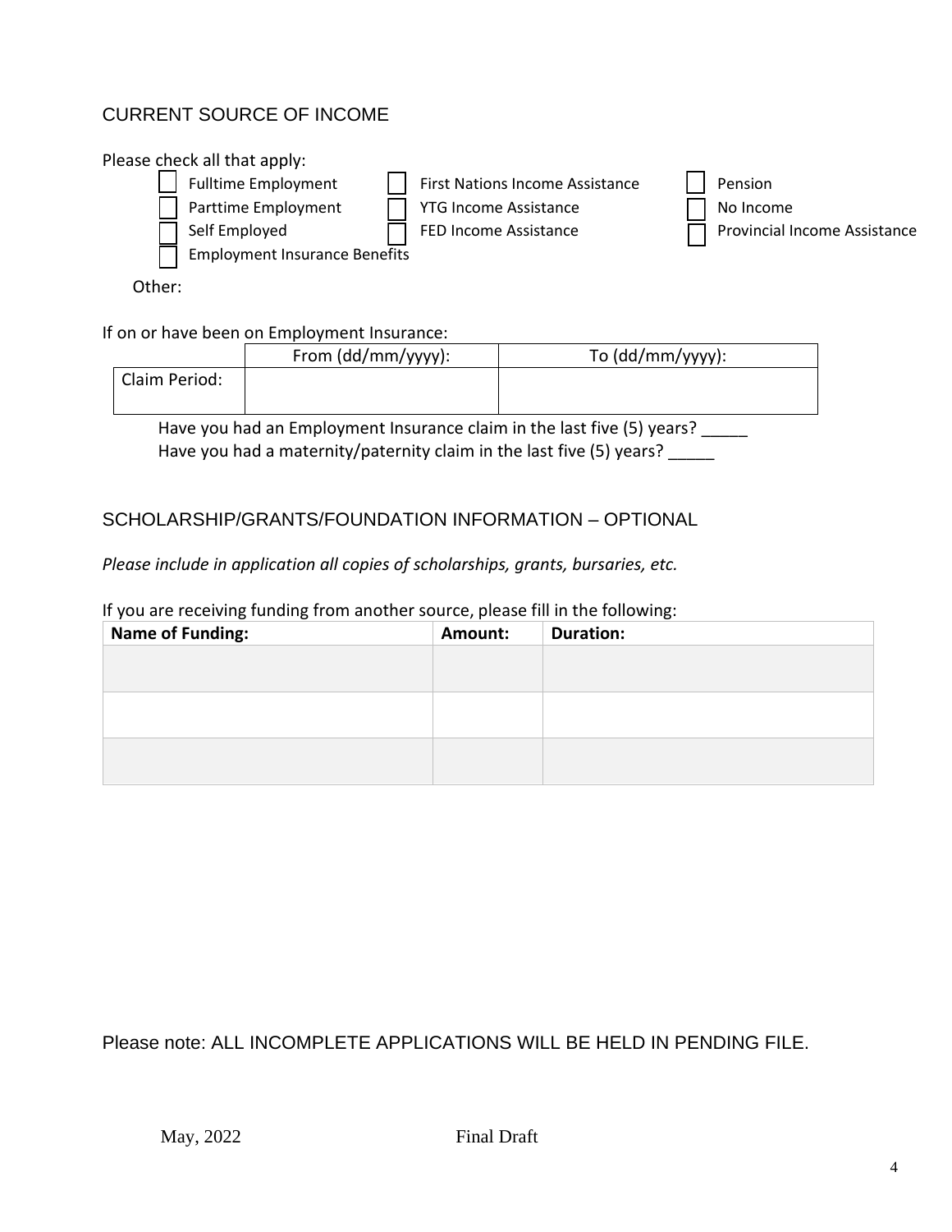## CURRENT SOURCE OF INCOME

Please check all that apply:

- [ ] Fulltime Employment
- [ ] Parttime Employment
- [ ] Self Employed
- [ ] Employment Insurance Benefits
- [ ] First Nations Income Assistance
- [ ] YTG Income Assistance
- [ ] FED Income Assistance
- [ ] Pension
- [ ] No Income
- [ ] Provincial Income Assistance

Other:

If on or have been on Employment Insurance:

| | From (dd/mm/yyyy): | To (dd/mm/yyyy): |
|---|---|---|
| Claim Period: | | |

Have you had an Employment Insurance claim in the last five (5) years? _____

Have you had a maternity/paternity claim in the last five (5) years? _____

## SCHOLARSHIP/GRANTS/FOUNDATION INFORMATION – OPTIONAL

*Please include in application all copies of scholarships, grants, bursaries, etc.*

If you are receiving funding from another source, please fill in the following:

| Name of Funding: | Amount: | Duration: |
|---|---|---|
| | | |
| | | |
| | | |

Please note: ALL INCOMPLETE APPLICATIONS WILL BE HELD IN PENDING FILE.

May, 2022 Final Draft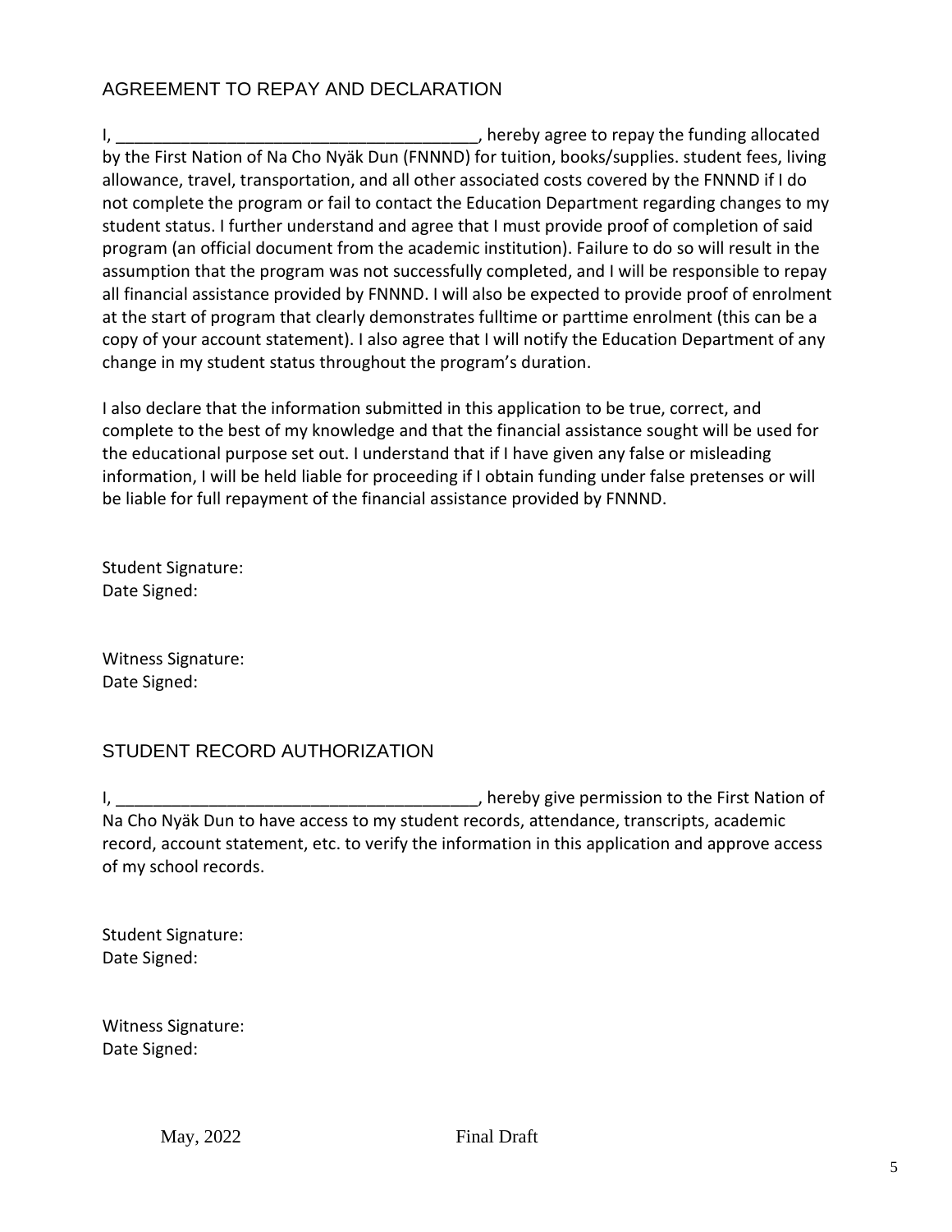## AGREEMENT TO REPAY AND DECLARATION

I, ________________________________________, hereby agree to repay the funding allocated by the First Nation of Na Cho Nyäk Dun (FNNND) for tuition, books/supplies. student fees, living allowance, travel, transportation, and all other associated costs covered by the FNNND if I do not complete the program or fail to contact the Education Department regarding changes to my student status. I further understand and agree that I must provide proof of completion of said program (an official document from the academic institution). Failure to do so will result in the assumption that the program was not successfully completed, and I will be responsible to repay all financial assistance provided by FNNND. I will also be expected to provide proof of enrolment at the start of program that clearly demonstrates fulltime or parttime enrolment (this can be a copy of your account statement). I also agree that I will notify the Education Department of any change in my student status throughout the program's duration.

I also declare that the information submitted in this application to be true, correct, and complete to the best of my knowledge and that the financial assistance sought will be used for the educational purpose set out. I understand that if I have given any false or misleading information, I will be held liable for proceeding if I obtain funding under false pretenses or will be liable for full repayment of the financial assistance provided by FNNND.

Student Signature:
Date Signed:

Witness Signature:
Date Signed:

## STUDENT RECORD AUTHORIZATION

I, ________________________________________, hereby give permission to the First Nation of Na Cho Nyäk Dun to have access to my student records, attendance, transcripts, academic record, account statement, etc. to verify the information in this application and approve access of my school records.

Student Signature:
Date Signed:

Witness Signature:
Date Signed: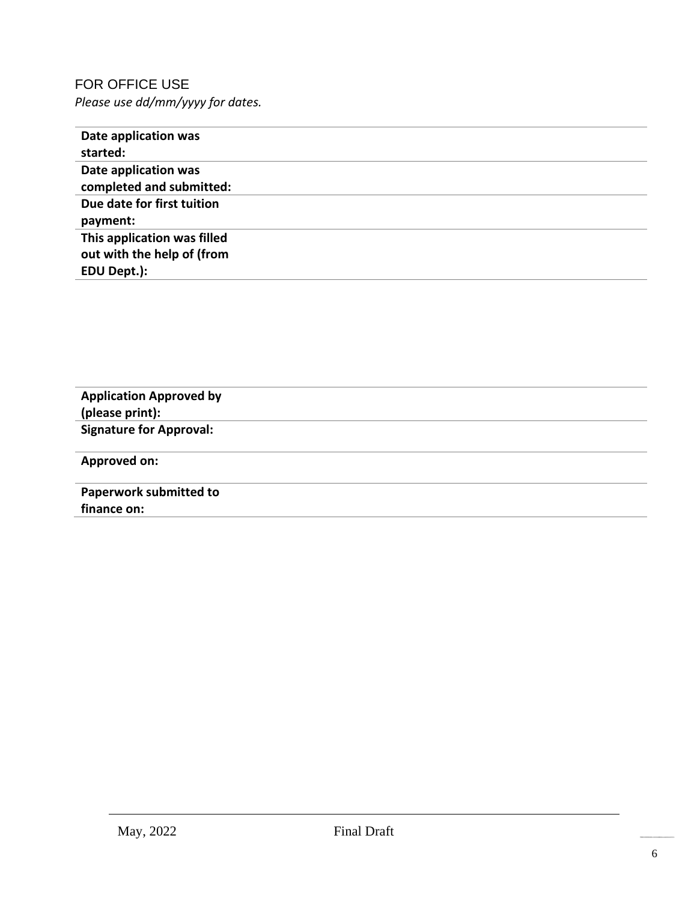FOR OFFICE USE

*Please use dd/mm/yyyy for dates.*

| | |
|---|---|
| **Date application was started:** | |
| **Date application was completed and submitted:** | |
| **Due date for first tuition payment:** | |
| **This application was filled out with the help of (from EDU Dept.):** | |

| | |
|---|---|
| **Application Approved by (please print):** | |
| **Signature for Approval:** | |
| **Approved on:** | |
| **Paperwork submitted to finance on:** | |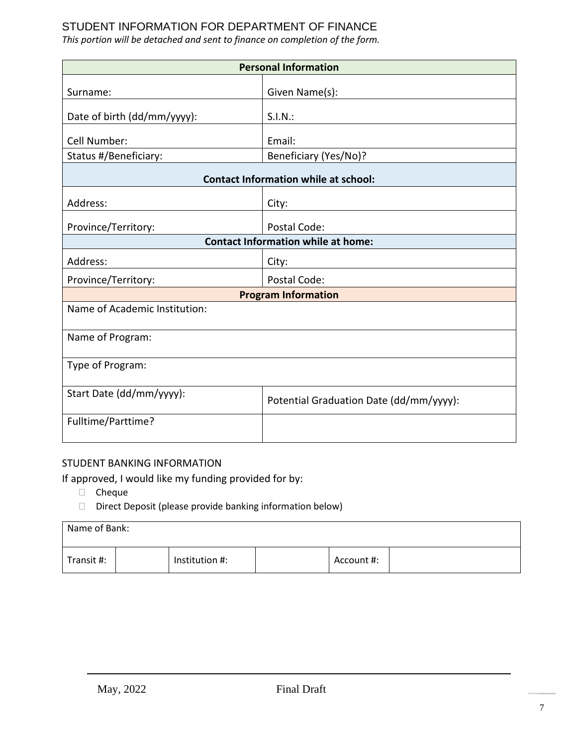## STUDENT INFORMATION FOR DEPARTMENT OF FINANCE

*This portion will be detached and sent to finance on completion of the form.*

| **Personal Information** | |
|---|---|
| Surname: | Given Name(s): |
| Date of birth (dd/mm/yyyy): | S.I.N.: |
| Cell Number: | Email: |
| Status #/Beneficiary: | Beneficiary (Yes/No)? |
| **Contact Information while at school:** | |
| Address: | City: |
| Province/Territory: | Postal Code: |
| **Contact Information while at home:** | |
| Address: | City: |
| Province/Territory: | Postal Code: |
| **Program Information** | |
| Name of Academic Institution: | |
| Name of Program: | |
| Type of Program: | |
| Start Date (dd/mm/yyyy): | Potential Graduation Date (dd/mm/yyyy): |
| Fulltime/Parttime? | |

## STUDENT BANKING INFORMATION

If approved, I would like my funding provided for by:

- ☐ Cheque
- ☐ Direct Deposit (please provide banking information below)

| Name of Bank: | | | | | |
|---|---|---|---|---|---|
| Transit #: | | Institution #: | | Account #: | |

May, 2022 Final Draft